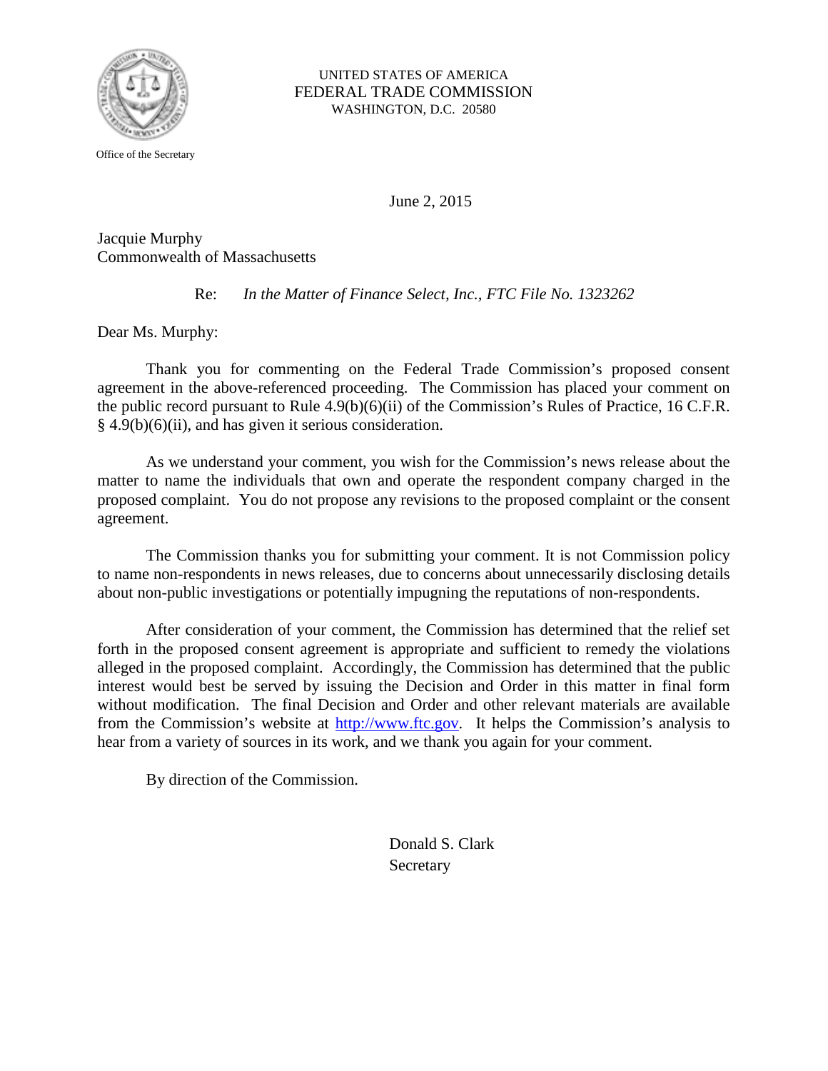UNITED STATES OF AMERICA
FEDERAL TRADE COMMISSION
WASHINGTON, D.C. 20580

Office of the Secretary

June 2, 2015

Jacquie Murphy
Commonwealth of Massachusetts

Re: *In the Matter of Finance Select, Inc., FTC File No. 1323262*

Dear Ms. Murphy:

Thank you for commenting on the Federal Trade Commission's proposed consent agreement in the above-referenced proceeding. The Commission has placed your comment on the public record pursuant to Rule 4.9(b)(6)(ii) of the Commission's Rules of Practice, 16 C.F.R. § 4.9(b)(6)(ii), and has given it serious consideration.

As we understand your comment, you wish for the Commission's news release about the matter to name the individuals that own and operate the respondent company charged in the proposed complaint. You do not propose any revisions to the proposed complaint or the consent agreement.

The Commission thanks you for submitting your comment. It is not Commission policy to name non-respondents in news releases, due to concerns about unnecessarily disclosing details about non-public investigations or potentially impugning the reputations of non-respondents.

After consideration of your comment, the Commission has determined that the relief set forth in the proposed consent agreement is appropriate and sufficient to remedy the violations alleged in the proposed complaint. Accordingly, the Commission has determined that the public interest would best be served by issuing the Decision and Order in this matter in final form without modification. The final Decision and Order and other relevant materials are available from the Commission's website at [http://www.ftc.gov](http://www.ftc.gov). It helps the Commission's analysis to hear from a variety of sources in its work, and we thank you again for your comment.

By direction of the Commission.

Donald S. Clark
Secretary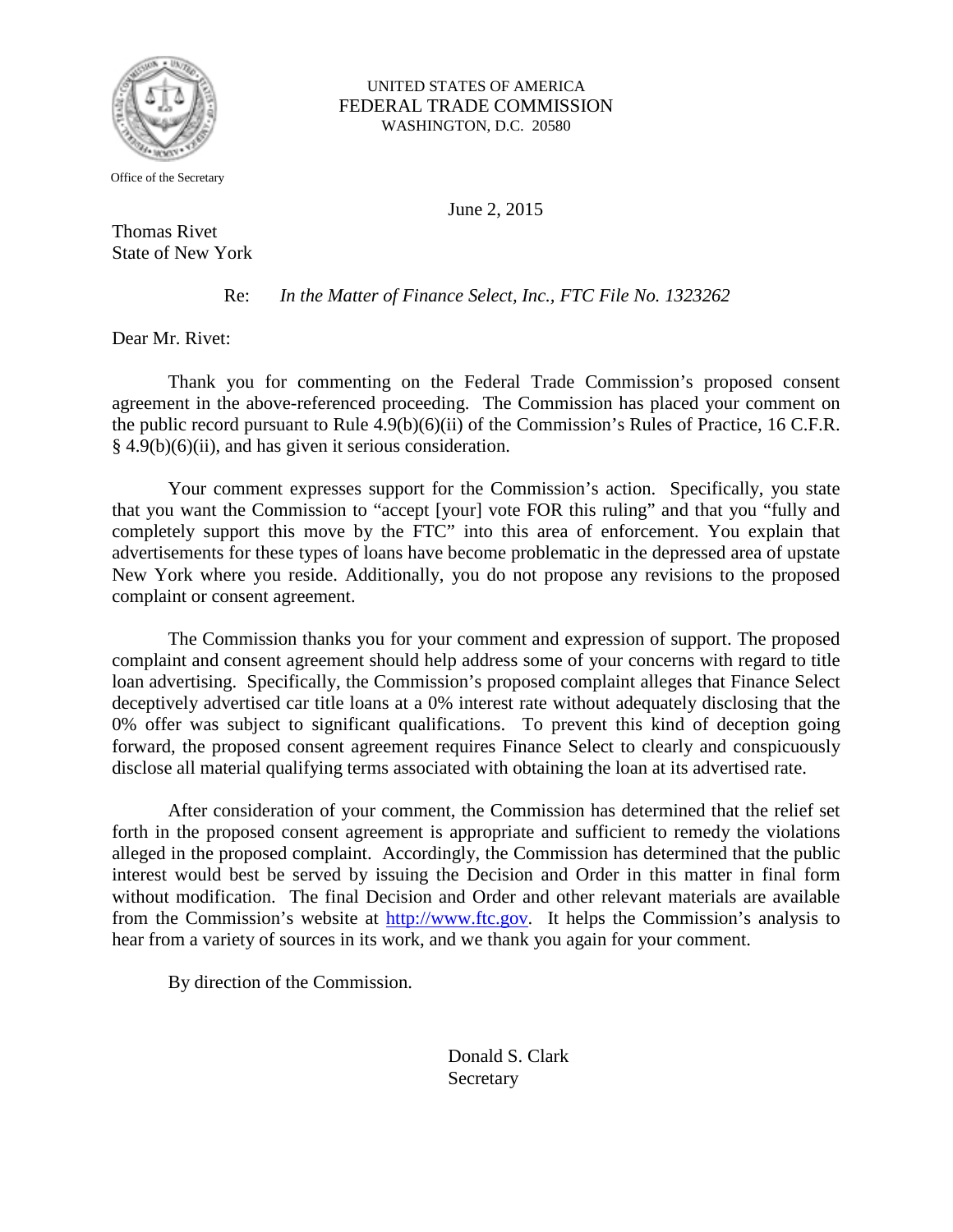UNITED STATES OF AMERICA
FEDERAL TRADE COMMISSION
WASHINGTON, D.C. 20580

Office of the Secretary

June 2, 2015

Thomas Rivet
State of New York

Re: *In the Matter of Finance Select, Inc., FTC File No. 1323262*

Dear Mr. Rivet:

Thank you for commenting on the Federal Trade Commission's proposed consent agreement in the above-referenced proceeding. The Commission has placed your comment on the public record pursuant to Rule 4.9(b)(6)(ii) of the Commission's Rules of Practice, 16 C.F.R. § 4.9(b)(6)(ii), and has given it serious consideration.

Your comment expresses support for the Commission's action. Specifically, you state that you want the Commission to "accept [your] vote FOR this ruling" and that you "fully and completely support this move by the FTC" into this area of enforcement. You explain that advertisements for these types of loans have become problematic in the depressed area of upstate New York where you reside. Additionally, you do not propose any revisions to the proposed complaint or consent agreement.

The Commission thanks you for your comment and expression of support. The proposed complaint and consent agreement should help address some of your concerns with regard to title loan advertising. Specifically, the Commission's proposed complaint alleges that Finance Select deceptively advertised car title loans at a 0% interest rate without adequately disclosing that the 0% offer was subject to significant qualifications. To prevent this kind of deception going forward, the proposed consent agreement requires Finance Select to clearly and conspicuously disclose all material qualifying terms associated with obtaining the loan at its advertised rate.

After consideration of your comment, the Commission has determined that the relief set forth in the proposed consent agreement is appropriate and sufficient to remedy the violations alleged in the proposed complaint. Accordingly, the Commission has determined that the public interest would best be served by issuing the Decision and Order in this matter in final form without modification. The final Decision and Order and other relevant materials are available from the Commission's website at [http://www.ftc.gov](http://www.ftc.gov). It helps the Commission's analysis to hear from a variety of sources in its work, and we thank you again for your comment.

By direction of the Commission.

Donald S. Clark
Secretary